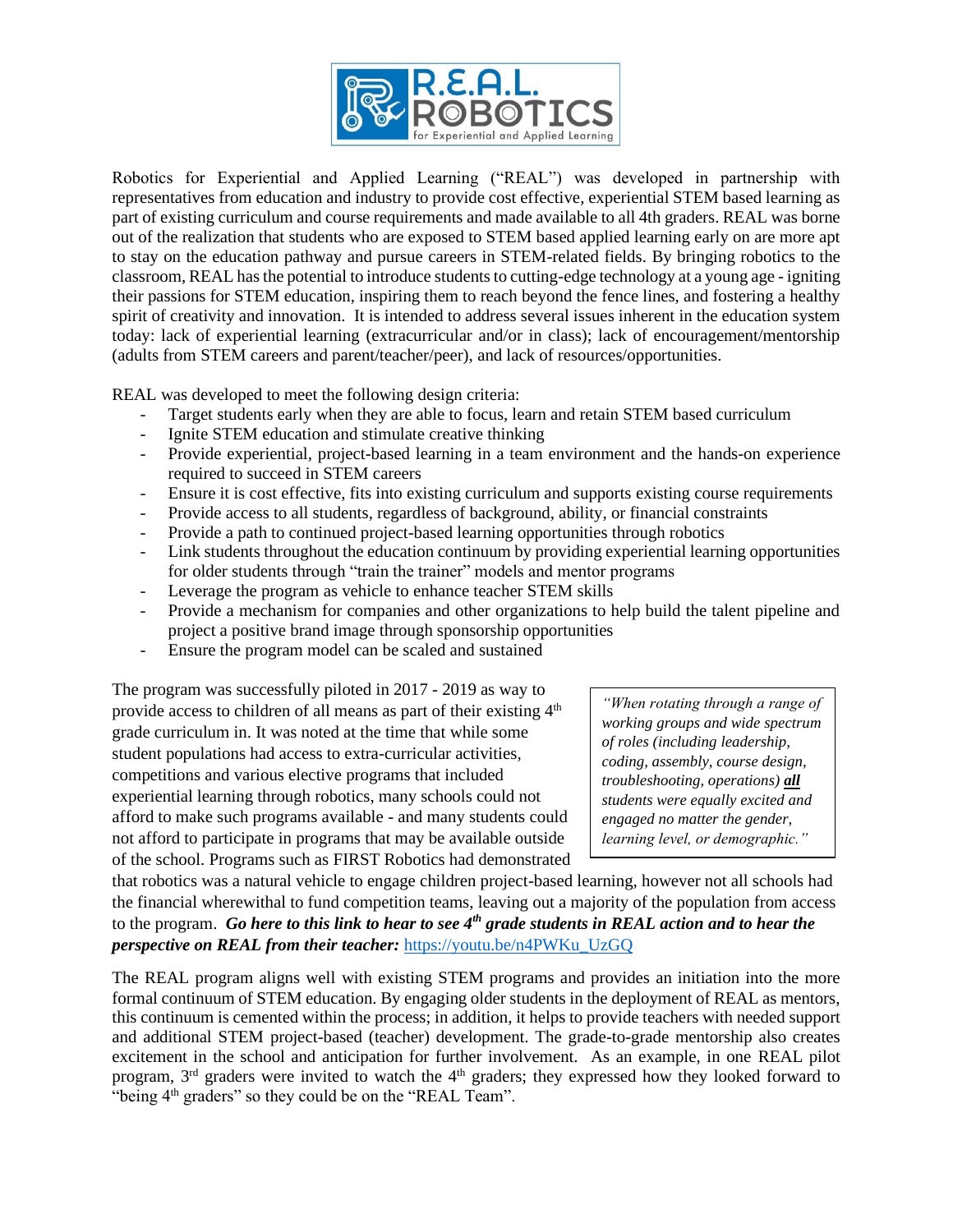Robotics for Experiential and Applied Learning ("REAL") was developed in partnership with representatives from education and industry to provide cost effective, experiential STEM based learning as part of existing curriculum and course requirements and made available to all 4th graders. REAL was borne out of the realization that students who are exposed to STEM based applied learning early on are more apt to stay on the education pathway and pursue careers in STEM-related fields. By bringing robotics to the classroom, REAL has the potential to introduce students to cutting-edge technology at a young age - igniting their passions for STEM education, inspiring them to reach beyond the fence lines, and fostering a healthy spirit of creativity and innovation. It is intended to address several issues inherent in the education system today: lack of experiential learning (extracurricular and/or in class); lack of encouragement/mentorship (adults from STEM careers and parent/teacher/peer), and lack of resources/opportunities.

REAL was developed to meet the following design criteria:

- Target students early when they are able to focus, learn and retain STEM based curriculum
- Ignite STEM education and stimulate creative thinking
- Provide experiential, project-based learning in a team environment and the hands-on experience required to succeed in STEM careers
- Ensure it is cost effective, fits into existing curriculum and supports existing course requirements
- Provide access to all students, regardless of background, ability, or financial constraints
- Provide a path to continued project-based learning opportunities through robotics
- Link students throughout the education continuum by providing experiential learning opportunities for older students through "train the trainer" models and mentor programs
- Leverage the program as vehicle to enhance teacher STEM skills
- Provide a mechanism for companies and other organizations to help build the talent pipeline and project a positive brand image through sponsorship opportunities
- Ensure the program model can be scaled and sustained

The program was successfully piloted in 2017 - 2019 as way to provide access to children of all means as part of their existing 4th grade curriculum in. It was noted at the time that while some student populations had access to extra-curricular activities, competitions and various elective programs that included experiential learning through robotics, many schools could not afford to make such programs available - and many students could not afford to participate in programs that may be available outside of the school. Programs such as FIRST Robotics had demonstrated that robotics was a natural vehicle to engage children project-based learning, however not all schools had the financial wherewithal to fund competition teams, leaving out a majority of the population from access to the program. ***Go here to this link to hear to see 4th grade students in REAL action and to hear the perspective on REAL from their teacher:*** https://youtu.be/n4PWKu_UzGQ

> *"When rotating through a range of working groups and wide spectrum of roles (including leadership, coding, assembly, course design, troubleshooting, operations)* ***all*** *students were equally excited and engaged no matter the gender, learning level, or demographic."*

The REAL program aligns well with existing STEM programs and provides an initiation into the more formal continuum of STEM education. By engaging older students in the deployment of REAL as mentors, this continuum is cemented within the process; in addition, it helps to provide teachers with needed support and additional STEM project-based (teacher) development. The grade-to-grade mentorship also creates excitement in the school and anticipation for further involvement. As an example, in one REAL pilot program, 3rd graders were invited to watch the 4th graders; they expressed how they looked forward to "being 4th graders" so they could be on the "REAL Team".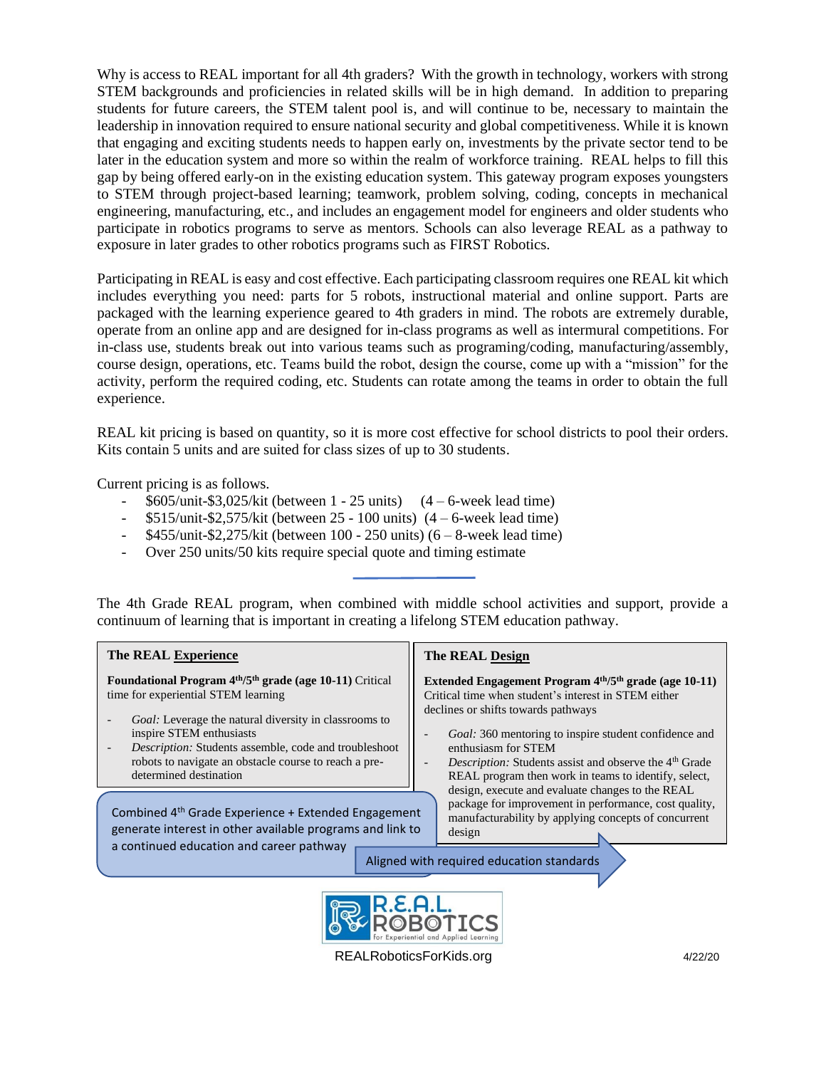Why is access to REAL important for all 4th graders? With the growth in technology, workers with strong STEM backgrounds and proficiencies in related skills will be in high demand. In addition to preparing students for future careers, the STEM talent pool is, and will continue to be, necessary to maintain the leadership in innovation required to ensure national security and global competitiveness. While it is known that engaging and exciting students needs to happen early on, investments by the private sector tend to be later in the education system and more so within the realm of workforce training. REAL helps to fill this gap by being offered early-on in the existing education system. This gateway program exposes youngsters to STEM through project-based learning; teamwork, problem solving, coding, concepts in mechanical engineering, manufacturing, etc., and includes an engagement model for engineers and older students who participate in robotics programs to serve as mentors. Schools can also leverage REAL as a pathway to exposure in later grades to other robotics programs such as FIRST Robotics.

Participating in REAL is easy and cost effective. Each participating classroom requires one REAL kit which includes everything you need: parts for 5 robots, instructional material and online support. Parts are packaged with the learning experience geared to 4th graders in mind. The robots are extremely durable, operate from an online app and are designed for in-class programs as well as intermural competitions. For in-class use, students break out into various teams such as programing/coding, manufacturing/assembly, course design, operations, etc. Teams build the robot, design the course, come up with a "mission" for the activity, perform the required coding, etc. Students can rotate among the teams in order to obtain the full experience.

REAL kit pricing is based on quantity, so it is more cost effective for school districts to pool their orders. Kits contain 5 units and are suited for class sizes of up to 30 students.

Current pricing is as follows.

- $605/unit-$3,025/kit (between 1 - 25 units) (4 – 6-week lead time)
- $515/unit-$2,575/kit (between 25 - 100 units) (4 – 6-week lead time)
- $455/unit-$2,275/kit (between 100 - 250 units) (6 – 8-week lead time)
- Over 250 units/50 kits require special quote and timing estimate

---

The 4th Grade REAL program, when combined with middle school activities and support, provide a continuum of learning that is important in creating a lifelong STEM education pathway.

**The REAL <u>Experience</u>**

**Foundational Program 4th/5th grade (age 10-11)** Critical time for experiential STEM learning

- *Goal:* Leverage the natural diversity in classrooms to inspire STEM enthusiasts
- *Description:* Students assemble, code and troubleshoot robots to navigate an obstacle course to reach a pre-determined destination

**The REAL <u>Design</u>**

**Extended Engagement Program 4th/5th grade (age 10-11)** Critical time when student's interest in STEM either declines or shifts towards pathways

- *Goal:* 360 mentoring to inspire student confidence and enthusiasm for STEM
- *Description:* Students assist and observe the 4th Grade REAL program then work in teams to identify, select, design, execute and evaluate changes to the REAL package for improvement in performance, cost quality, manufacturability by applying concepts of concurrent design

Combined 4th Grade Experience + Extended Engagement generate interest in other available programs and link to a continued education and career pathway

Aligned with required education standards

R.E.A.L. ROBOTICS for Experiential and Applied Learning

REALRoboticsForKids.org

4/22/20